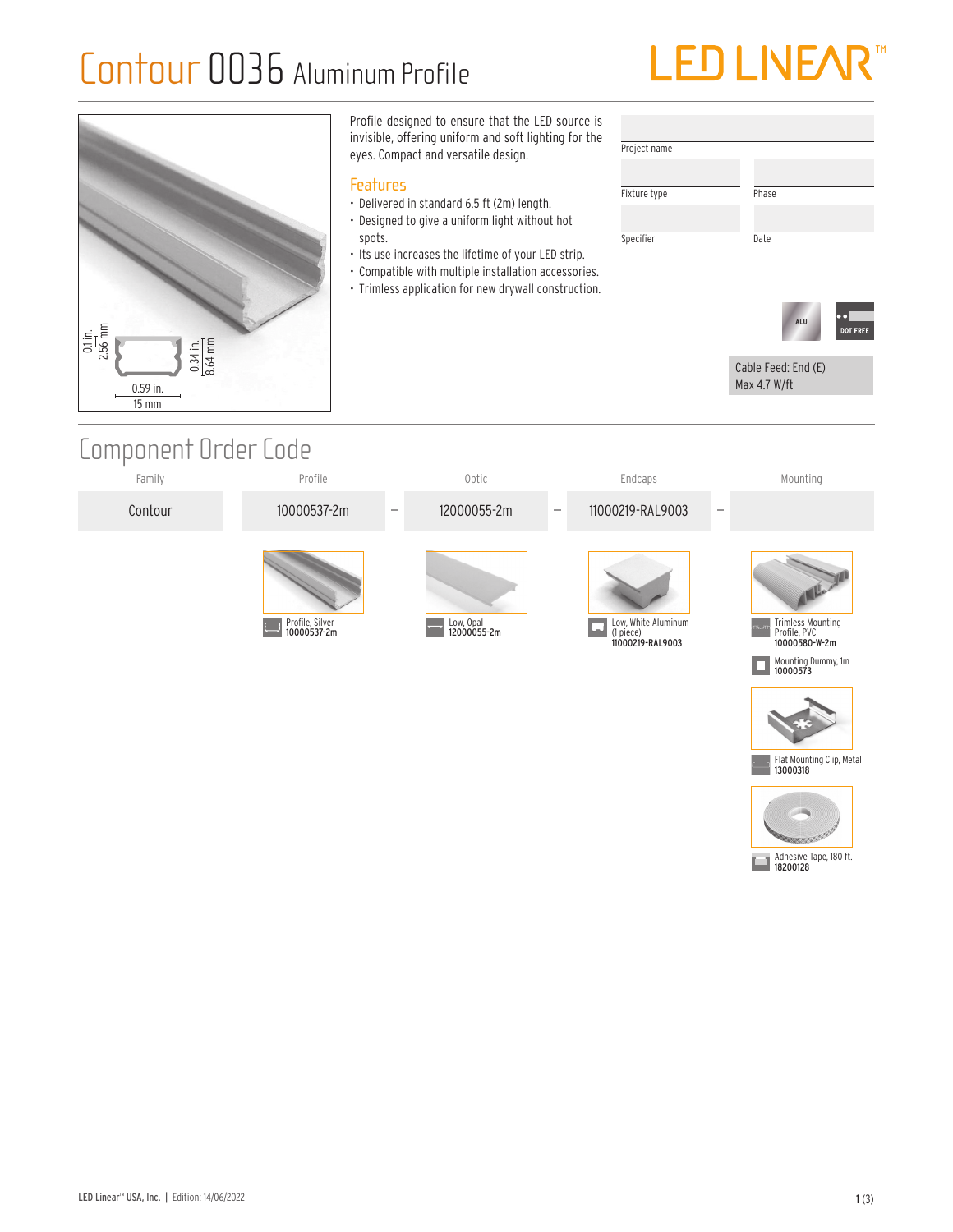# Contour 0036 Aluminum Profile

LED LINEAR™

0.1 in. 2.56 mm

0.34 in. 8.64 mm

0.59 in. 15 mm

Profile designed to ensure that the LED source is invisible, offering uniform and soft lighting for the eyes. Compact and versatile design.

## Features

- Delivered in standard 6.5 ft (2m) length.
- Designed to give a uniform light without hot spots.
- Its use increases the lifetime of your LED strip.
- Compatible with multiple installation accessories.
- Trimless application for new drywall construction.

| Project name | |
|---|---|
| Fixture type | Phase |
| Specifier | Date |

ALU

DOT FREE

Cable Feed: End (E)
Max 4.7 W/ft

## Component Order Code

| Family | Profile | | Optic | | Endcaps | | Mounting |
|---|---|---|---|---|---|---|---|
| Contour | 10000537-2m | – | 12000055-2m | – | 11000219-RAL9003 | – | |

**Profile:**
- Profile, Silver 10000537-2m

**Optic:**
- Low, Opal 12000055-2m

**Endcaps:**
- Low, White Aluminum (1 piece) 11000219-RAL9003

**Mounting:**
- Trimless Mounting Profile, PVC 10000580-W-2m
- Mounting Dummy, 1m 10000573
- Flat Mounting Clip, Metal 13000318
- Adhesive Tape, 180 ft. 18200128

LED Linear™ USA, Inc. | Edition: 14/06/2022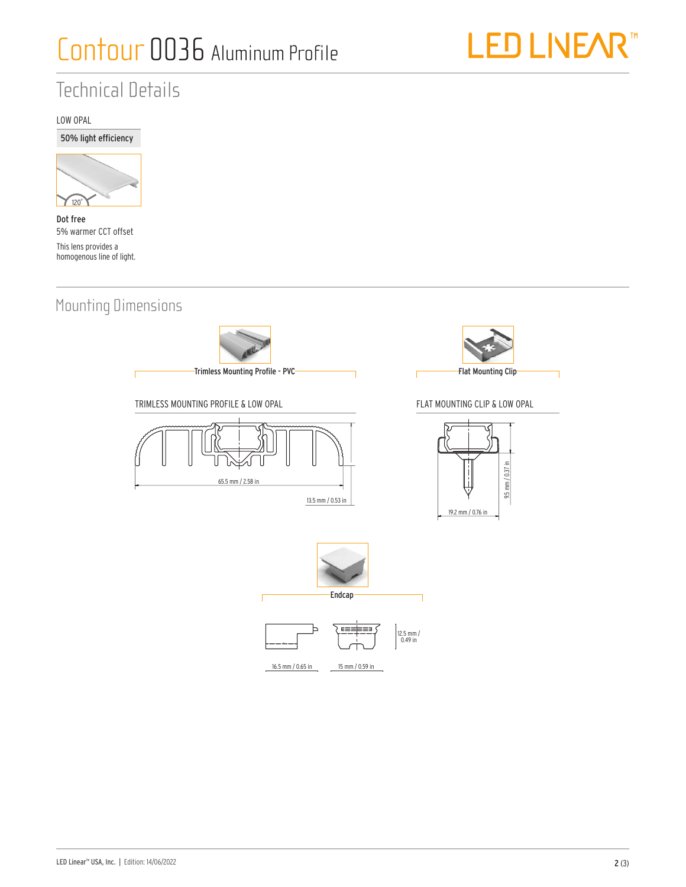# Contour 0036 Aluminum Profile

## Technical Details

LOW OPAL

**50% light efficiency**

120˚

**Dot free**

5% warmer CCT offset

This lens provides a homogenous line of light.

## Mounting Dimensions

**Trimless Mounting Profile - PVC**

TRIMLESS MOUNTING PROFILE & LOW OPAL

65.5 mm / 2.58 in

13.5 mm / 0.53 in

**Flat Mounting Clip**

FLAT MOUNTING CLIP & LOW OPAL

9.5 mm / 0.37 in

19.2 mm / 0.76 in

**Endcap**

16.5 mm / 0.65 in

15 mm / 0.59 in

12.5 mm / 0.49 in

LED Linear™ USA, Inc. | Edition: 14/06/2022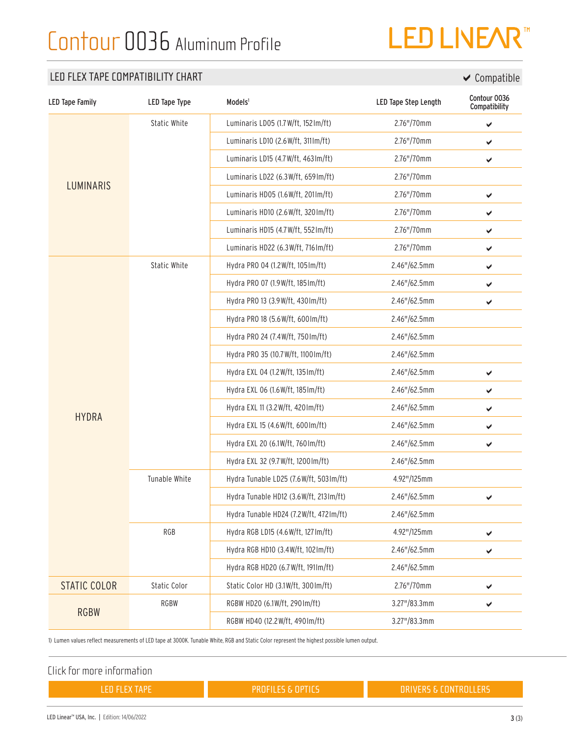# Contour 0036 Aluminum Profile

## LED FLEX TAPE COMPATIBILITY CHART

✔ Compatible

| LED Tape Family | LED Tape Type | Models[1] | LED Tape Step Length | Contour 0036 Compatibility |
|---|---|---|---|---|
| LUMINARIS | Static White | Luminaris LD05 (1.7W/ft, 152lm/ft) | 2.76"/70mm | ✔ |
| | | Luminaris LD10 (2.6W/ft, 311lm/ft) | 2.76"/70mm | ✔ |
| | | Luminaris LD15 (4.7W/ft, 463lm/ft) | 2.76"/70mm | ✔ |
| | | Luminaris LD22 (6.3W/ft, 659lm/ft) | 2.76"/70mm | |
| | | Luminaris HD05 (1.6W/ft, 201lm/ft) | 2.76"/70mm | ✔ |
| | | Luminaris HD10 (2.6W/ft, 320lm/ft) | 2.76"/70mm | ✔ |
| | | Luminaris HD15 (4.7W/ft, 552lm/ft) | 2.76"/70mm | ✔ |
| | | Luminaris HD22 (6.3W/ft, 716lm/ft) | 2.76"/70mm | ✔ |
| HYDRA | Static White | Hydra PRO 04 (1.2W/ft, 105lm/ft) | 2.46"/62.5mm | ✔ |
| | | Hydra PRO 07 (1.9W/ft, 185lm/ft) | 2.46"/62.5mm | ✔ |
| | | Hydra PRO 13 (3.9W/ft, 430lm/ft) | 2.46"/62.5mm | ✔ |
| | | Hydra PRO 18 (5.6W/ft, 600lm/ft) | 2.46"/62.5mm | |
| | | Hydra PRO 24 (7.4W/ft, 750lm/ft) | 2.46"/62.5mm | |
| | | Hydra PRO 35 (10.7W/ft, 1100lm/ft) | 2.46"/62.5mm | |
| | | Hydra EXL 04 (1.2W/ft, 135lm/ft) | 2.46"/62.5mm | ✔ |
| | | Hydra EXL 06 (1.6W/ft, 185lm/ft) | 2.46"/62.5mm | ✔ |
| | | Hydra EXL 11 (3.2W/ft, 420lm/ft) | 2.46"/62.5mm | ✔ |
| | | Hydra EXL 15 (4.6W/ft, 600lm/ft) | 2.46"/62.5mm | ✔ |
| | | Hydra EXL 20 (6.1W/ft, 760lm/ft) | 2.46"/62.5mm | ✔ |
| | | Hydra EXL 32 (9.7W/ft, 1200lm/ft) | 2.46"/62.5mm | |
| | Tunable White | Hydra Tunable LD25 (7.6W/ft, 503lm/ft) | 4.92"/125mm | |
| | | Hydra Tunable HD12 (3.6W/ft, 213lm/ft) | 2.46"/62.5mm | ✔ |
| | | Hydra Tunable HD24 (7.2W/ft, 472lm/ft) | 2.46"/62.5mm | |
| | RGB | Hydra RGB LD15 (4.6W/ft, 127lm/ft) | 4.92"/125mm | ✔ |
| | | Hydra RGB HD10 (3.4W/ft, 102lm/ft) | 2.46"/62.5mm | ✔ |
| | | Hydra RGB HD20 (6.7W/ft, 191lm/ft) | 2.46"/62.5mm | |
| STATIC COLOR | Static Color | Static Color HD (3.1W/ft, 300lm/ft) | 2.76"/70mm | ✔ |
| RGBW | RGBW | RGBW HD20 (6.1W/ft, 290lm/ft) | 3.27"/83.3mm | ✔ |
| | | RGBW HD40 (12.2W/ft, 490lm/ft) | 3.27"/83.3mm | |

1) Lumen values reflect measurements of LED tape at 3000K. Tunable White, RGB and Static Color represent the highest possible lumen output.

Click for more information

LED FLEX TAPE | PROFILES & OPTICS | DRIVERS & CONTROLLERS

LED Linear™ USA, Inc. | Edition: 14/06/2022